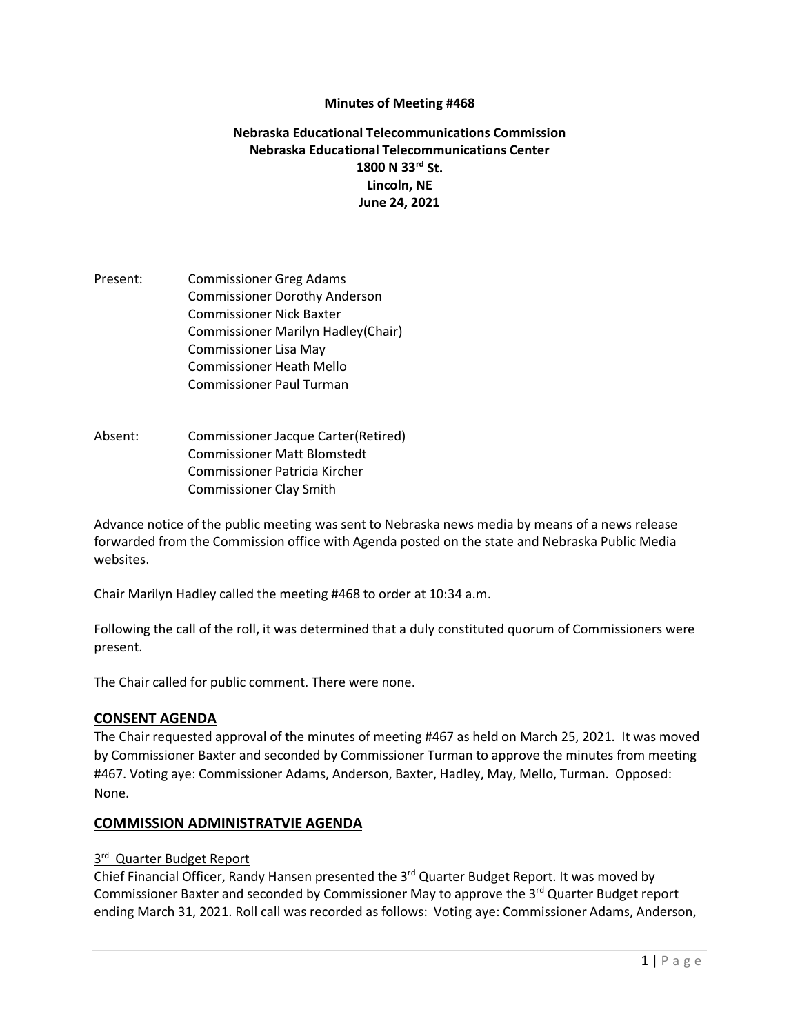**Minutes of Meeting #468**

**Nebraska Educational Telecommunications Commission**
**Nebraska Educational Telecommunications Center**
**1800 N 33rd St.**
**Lincoln, NE**
**June 24, 2021**

Present:
- Commissioner Greg Adams
- Commissioner Dorothy Anderson
- Commissioner Nick Baxter
- Commissioner Marilyn Hadley(Chair)
- Commissioner Lisa May
- Commissioner Heath Mello
- Commissioner Paul Turman

Absent:
- Commissioner Jacque Carter(Retired)
- Commissioner Matt Blomstedt
- Commissioner Patricia Kircher
- Commissioner Clay Smith

Advance notice of the public meeting was sent to Nebraska news media by means of a news release forwarded from the Commission office with Agenda posted on the state and Nebraska Public Media websites.

Chair Marilyn Hadley called the meeting #468 to order at 10:34 a.m.

Following the call of the roll, it was determined that a duly constituted quorum of Commissioners were present.

The Chair called for public comment. There were none.

## CONSENT AGENDA

The Chair requested approval of the minutes of meeting #467 as held on March 25, 2021. It was moved by Commissioner Baxter and seconded by Commissioner Turman to approve the minutes from meeting #467. Voting aye: Commissioner Adams, Anderson, Baxter, Hadley, May, Mello, Turman. Opposed: None.

## COMMISSION ADMINISTRATVIE AGENDA

### 3rd Quarter Budget Report

Chief Financial Officer, Randy Hansen presented the 3rd Quarter Budget Report. It was moved by Commissioner Baxter and seconded by Commissioner May to approve the 3rd Quarter Budget report ending March 31, 2021. Roll call was recorded as follows: Voting aye: Commissioner Adams, Anderson,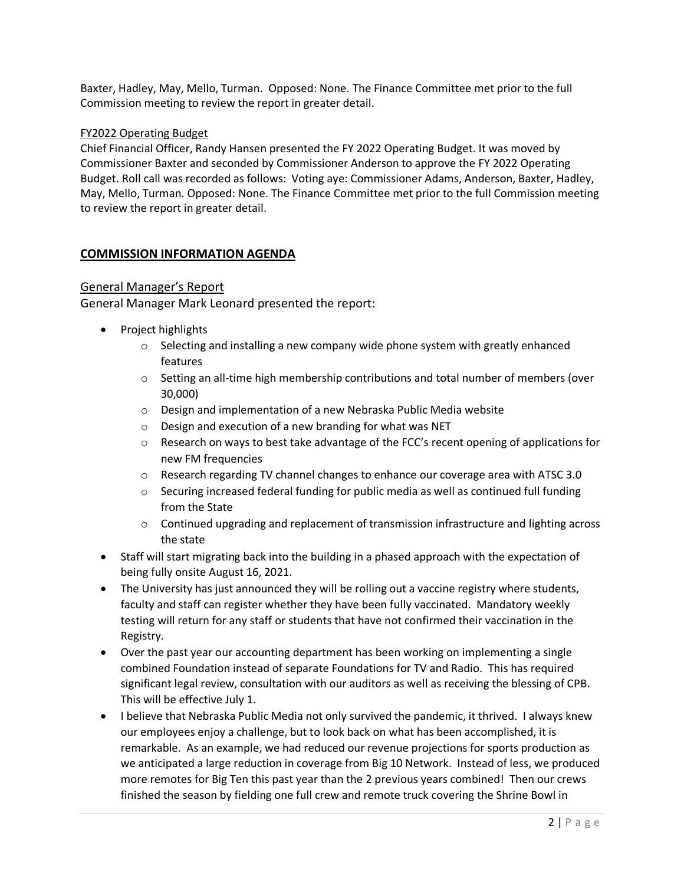Baxter, Hadley, May, Mello, Turman. Opposed: None. The Finance Committee met prior to the full Commission meeting to review the report in greater detail.

FY2022 Operating Budget

Chief Financial Officer, Randy Hansen presented the FY 2022 Operating Budget. It was moved by Commissioner Baxter and seconded by Commissioner Anderson to approve the FY 2022 Operating Budget. Roll call was recorded as follows: Voting aye: Commissioner Adams, Anderson, Baxter, Hadley, May, Mello, Turman. Opposed: None. The Finance Committee met prior to the full Commission meeting to review the report in greater detail.

## COMMISSION INFORMATION AGENDA

### General Manager's Report

General Manager Mark Leonard presented the report:

- Project highlights
  - Selecting and installing a new company wide phone system with greatly enhanced features
  - Setting an all-time high membership contributions and total number of members (over 30,000)
  - Design and implementation of a new Nebraska Public Media website
  - Design and execution of a new branding for what was NET
  - Research on ways to best take advantage of the FCC's recent opening of applications for new FM frequencies
  - Research regarding TV channel changes to enhance our coverage area with ATSC 3.0
  - Securing increased federal funding for public media as well as continued full funding from the State
  - Continued upgrading and replacement of transmission infrastructure and lighting across the state
- Staff will start migrating back into the building in a phased approach with the expectation of being fully onsite August 16, 2021.
- The University has just announced they will be rolling out a vaccine registry where students, faculty and staff can register whether they have been fully vaccinated. Mandatory weekly testing will return for any staff or students that have not confirmed their vaccination in the Registry.
- Over the past year our accounting department has been working on implementing a single combined Foundation instead of separate Foundations for TV and Radio. This has required significant legal review, consultation with our auditors as well as receiving the blessing of CPB. This will be effective July 1.
- I believe that Nebraska Public Media not only survived the pandemic, it thrived. I always knew our employees enjoy a challenge, but to look back on what has been accomplished, it is remarkable. As an example, we had reduced our revenue projections for sports production as we anticipated a large reduction in coverage from Big 10 Network. Instead of less, we produced more remotes for Big Ten this past year than the 2 previous years combined! Then our crews finished the season by fielding one full crew and remote truck covering the Shrine Bowl in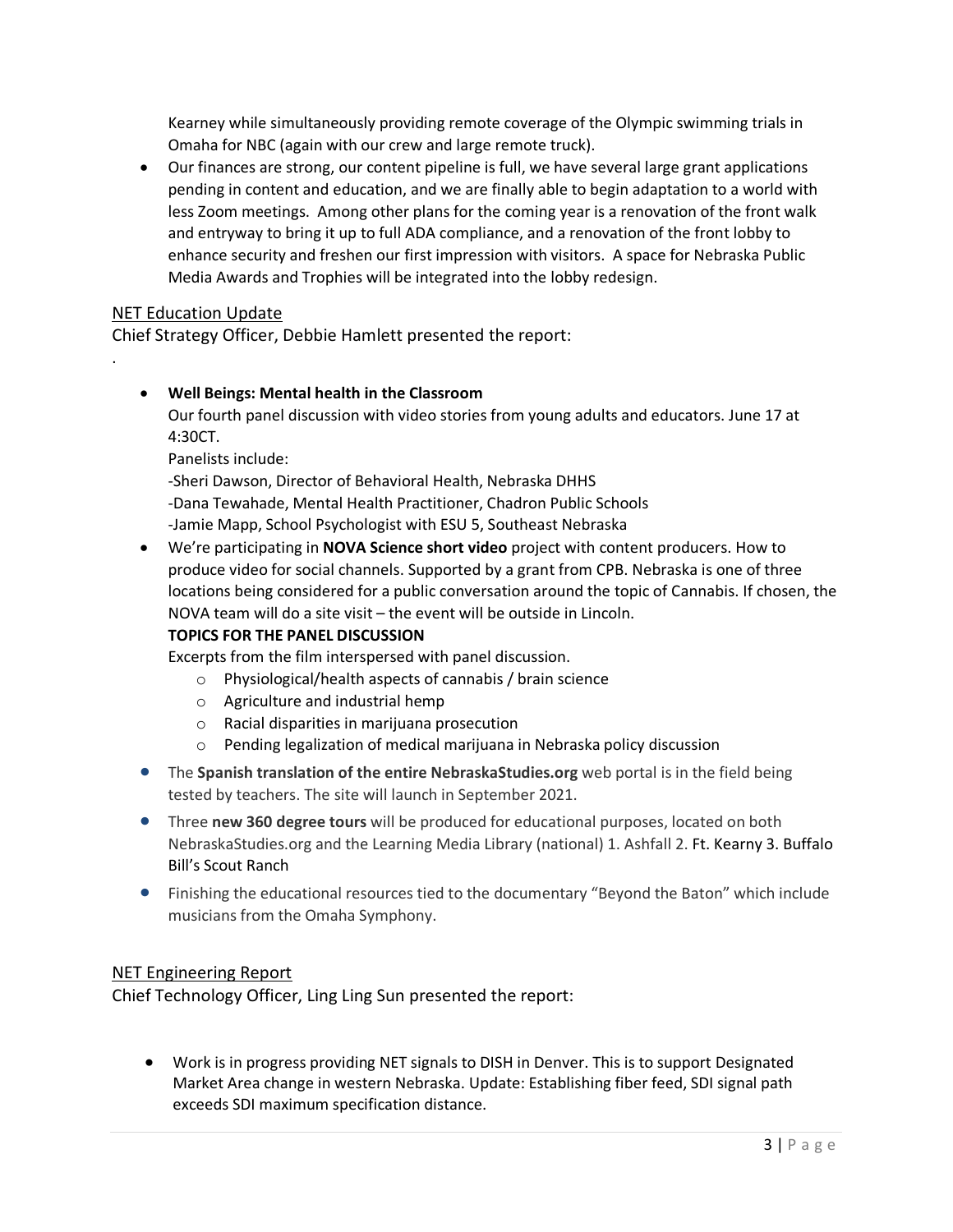Kearney while simultaneously providing remote coverage of the Olympic swimming trials in Omaha for NBC (again with our crew and large remote truck).

- Our finances are strong, our content pipeline is full, we have several large grant applications pending in content and education, and we are finally able to begin adaptation to a world with less Zoom meetings. Among other plans for the coming year is a renovation of the front walk and entryway to bring it up to full ADA compliance, and a renovation of the front lobby to enhance security and freshen our first impression with visitors. A space for Nebraska Public Media Awards and Trophies will be integrated into the lobby redesign.

## NET Education Update

Chief Strategy Officer, Debbie Hamlett presented the report:

.

- **Well Beings: Mental health in the Classroom**
  Our fourth panel discussion with video stories from young adults and educators. June 17 at 4:30CT.
  Panelists include:
  -Sheri Dawson, Director of Behavioral Health, Nebraska DHHS
  -Dana Tewahade, Mental Health Practitioner, Chadron Public Schools
  -Jamie Mapp, School Psychologist with ESU 5, Southeast Nebraska
- We're participating in **NOVA Science short video** project with content producers. How to produce video for social channels. Supported by a grant from CPB. Nebraska is one of three locations being considered for a public conversation around the topic of Cannabis. If chosen, the NOVA team will do a site visit – the event will be outside in Lincoln.
  **TOPICS FOR THE PANEL DISCUSSION**
  Excerpts from the film interspersed with panel discussion.
  - Physiological/health aspects of cannabis / brain science
  - Agriculture and industrial hemp
  - Racial disparities in marijuana prosecution
  - Pending legalization of medical marijuana in Nebraska policy discussion
- The **Spanish translation of the entire NebraskaStudies.org** web portal is in the field being tested by teachers. The site will launch in September 2021.
- Three **new 360 degree tours** will be produced for educational purposes, located on both NebraskaStudies.org and the Learning Media Library (national) 1. Ashfall 2. Ft. Kearny 3. Buffalo Bill's Scout Ranch
- Finishing the educational resources tied to the documentary "Beyond the Baton" which include musicians from the Omaha Symphony.

## NET Engineering Report

Chief Technology Officer, Ling Ling Sun presented the report:

- Work is in progress providing NET signals to DISH in Denver. This is to support Designated Market Area change in western Nebraska. Update: Establishing fiber feed, SDI signal path exceeds SDI maximum specification distance.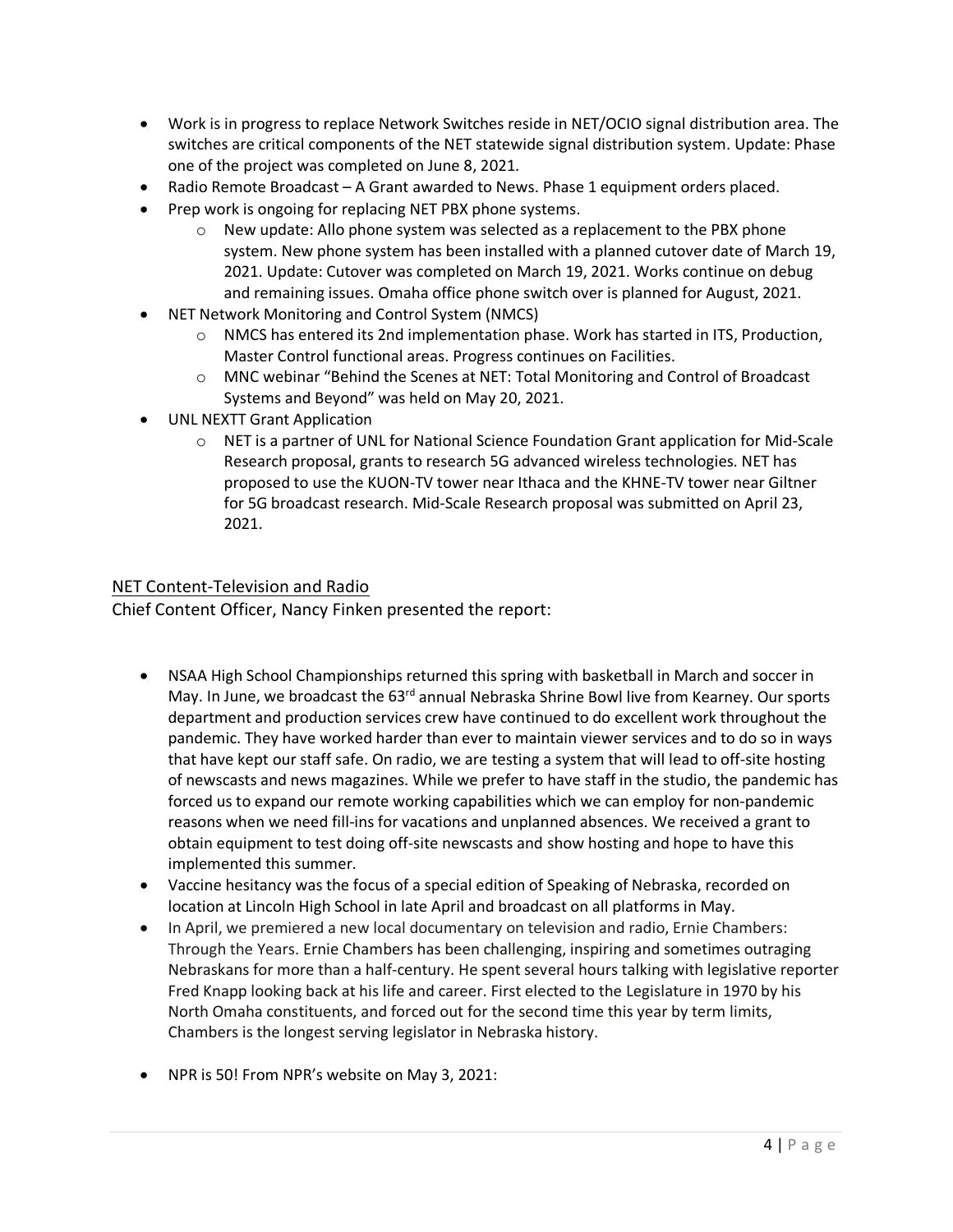- Work is in progress to replace Network Switches reside in NET/OCIO signal distribution area. The switches are critical components of the NET statewide signal distribution system. Update: Phase one of the project was completed on June 8, 2021.
- Radio Remote Broadcast – A Grant awarded to News. Phase 1 equipment orders placed.
- Prep work is ongoing for replacing NET PBX phone systems.
  - New update: Allo phone system was selected as a replacement to the PBX phone system. New phone system has been installed with a planned cutover date of March 19, 2021. Update: Cutover was completed on March 19, 2021. Works continue on debug and remaining issues. Omaha office phone switch over is planned for August, 2021.
- NET Network Monitoring and Control System (NMCS)
  - NMCS has entered its 2nd implementation phase. Work has started in ITS, Production, Master Control functional areas. Progress continues on Facilities.
  - MNC webinar "Behind the Scenes at NET: Total Monitoring and Control of Broadcast Systems and Beyond" was held on May 20, 2021.
- UNL NEXTT Grant Application
  - NET is a partner of UNL for National Science Foundation Grant application for Mid-Scale Research proposal, grants to research 5G advanced wireless technologies. NET has proposed to use the KUON-TV tower near Ithaca and the KHNE-TV tower near Giltner for 5G broadcast research. Mid-Scale Research proposal was submitted on April 23, 2021.

## NET Content-Television and Radio

Chief Content Officer, Nancy Finken presented the report:

- NSAA High School Championships returned this spring with basketball in March and soccer in May. In June, we broadcast the 63rd annual Nebraska Shrine Bowl live from Kearney. Our sports department and production services crew have continued to do excellent work throughout the pandemic. They have worked harder than ever to maintain viewer services and to do so in ways that have kept our staff safe. On radio, we are testing a system that will lead to off-site hosting of newscasts and news magazines. While we prefer to have staff in the studio, the pandemic has forced us to expand our remote working capabilities which we can employ for non-pandemic reasons when we need fill-ins for vacations and unplanned absences. We received a grant to obtain equipment to test doing off-site newscasts and show hosting and hope to have this implemented this summer.
- Vaccine hesitancy was the focus of a special edition of Speaking of Nebraska, recorded on location at Lincoln High School in late April and broadcast on all platforms in May.
- In April, we premiered a new local documentary on television and radio, Ernie Chambers: Through the Years. Ernie Chambers has been challenging, inspiring and sometimes outraging Nebraskans for more than a half-century. He spent several hours talking with legislative reporter Fred Knapp looking back at his life and career. First elected to the Legislature in 1970 by his North Omaha constituents, and forced out for the second time this year by term limits, Chambers is the longest serving legislator in Nebraska history.
- NPR is 50! From NPR's website on May 3, 2021: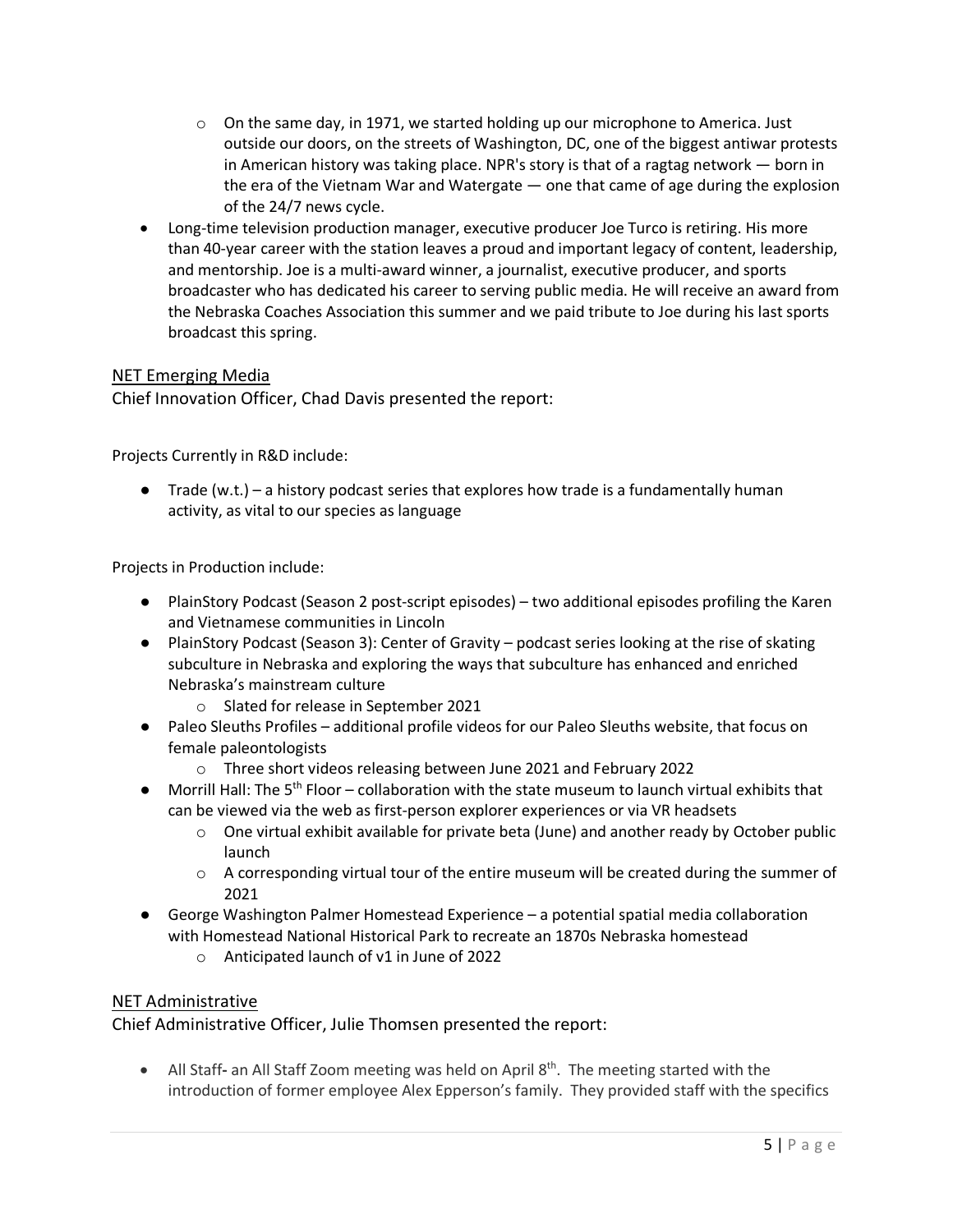- On the same day, in 1971, we started holding up our microphone to America. Just outside our doors, on the streets of Washington, DC, one of the biggest antiwar protests in American history was taking place. NPR's story is that of a ragtag network — born in the era of the Vietnam War and Watergate — one that came of age during the explosion of the 24/7 news cycle.
- Long-time television production manager, executive producer Joe Turco is retiring. His more than 40-year career with the station leaves a proud and important legacy of content, leadership, and mentorship. Joe is a multi-award winner, a journalist, executive producer, and sports broadcaster who has dedicated his career to serving public media. He will receive an award from the Nebraska Coaches Association this summer and we paid tribute to Joe during his last sports broadcast this spring.

## NET Emerging Media

Chief Innovation Officer, Chad Davis presented the report:

Projects Currently in R&D include:

- Trade (w.t.) – a history podcast series that explores how trade is a fundamentally human activity, as vital to our species as language

Projects in Production include:

- PlainStory Podcast (Season 2 post-script episodes) – two additional episodes profiling the Karen and Vietnamese communities in Lincoln
- PlainStory Podcast (Season 3): Center of Gravity – podcast series looking at the rise of skating subculture in Nebraska and exploring the ways that subculture has enhanced and enriched Nebraska's mainstream culture
  - Slated for release in September 2021
- Paleo Sleuths Profiles – additional profile videos for our Paleo Sleuths website, that focus on female paleontologists
  - Three short videos releasing between June 2021 and February 2022
- Morrill Hall: The 5th Floor – collaboration with the state museum to launch virtual exhibits that can be viewed via the web as first-person explorer experiences or via VR headsets
  - One virtual exhibit available for private beta (June) and another ready by October public launch
  - A corresponding virtual tour of the entire museum will be created during the summer of 2021
- George Washington Palmer Homestead Experience – a potential spatial media collaboration with Homestead National Historical Park to recreate an 1870s Nebraska homestead
  - Anticipated launch of v1 in June of 2022

## NET Administrative

Chief Administrative Officer, Julie Thomsen presented the report:

- All Staff- an All Staff Zoom meeting was held on April 8th. The meeting started with the introduction of former employee Alex Epperson's family. They provided staff with the specifics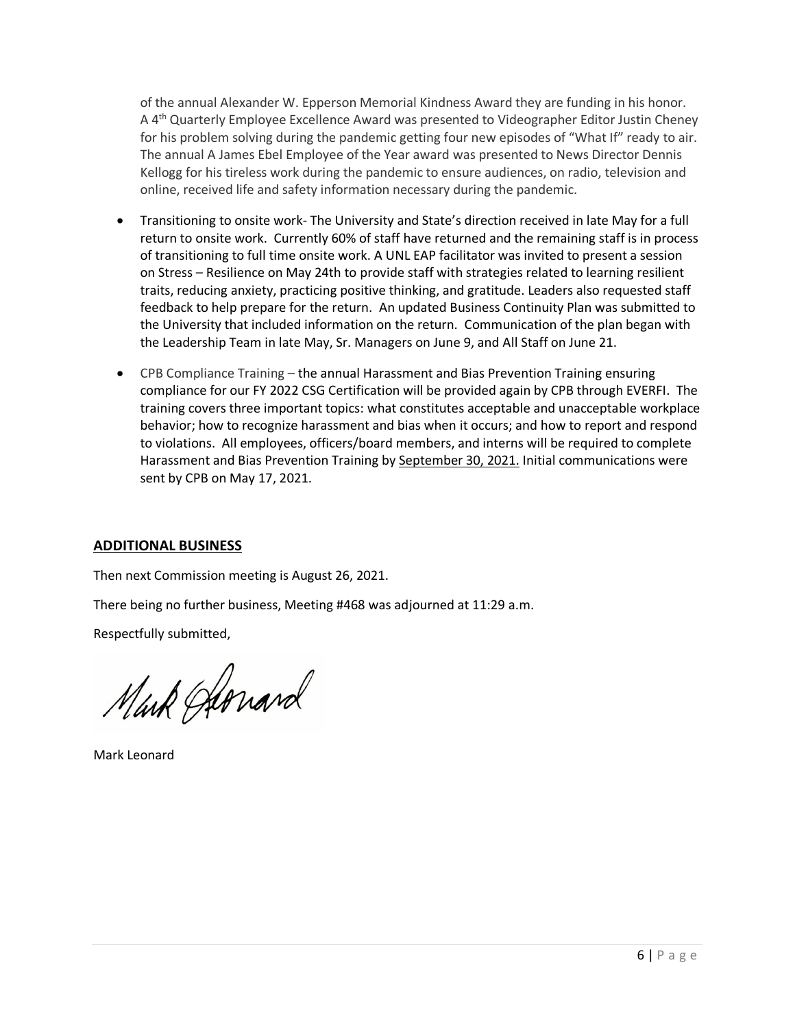of the annual Alexander W. Epperson Memorial Kindness Award they are funding in his honor. A 4th Quarterly Employee Excellence Award was presented to Videographer Editor Justin Cheney for his problem solving during the pandemic getting four new episodes of "What If" ready to air. The annual A James Ebel Employee of the Year award was presented to News Director Dennis Kellogg for his tireless work during the pandemic to ensure audiences, on radio, television and online, received life and safety information necessary during the pandemic.

- Transitioning to onsite work- The University and State's direction received in late May for a full return to onsite work. Currently 60% of staff have returned and the remaining staff is in process of transitioning to full time onsite work. A UNL EAP facilitator was invited to present a session on Stress – Resilience on May 24th to provide staff with strategies related to learning resilient traits, reducing anxiety, practicing positive thinking, and gratitude. Leaders also requested staff feedback to help prepare for the return. An updated Business Continuity Plan was submitted to the University that included information on the return. Communication of the plan began with the Leadership Team in late May, Sr. Managers on June 9, and All Staff on June 21.
- CPB Compliance Training – the annual Harassment and Bias Prevention Training ensuring compliance for our FY 2022 CSG Certification will be provided again by CPB through EVERFI. The training covers three important topics: what constitutes acceptable and unacceptable workplace behavior; how to recognize harassment and bias when it occurs; and how to report and respond to violations. All employees, officers/board members, and interns will be required to complete Harassment and Bias Prevention Training by September 30, 2021. Initial communications were sent by CPB on May 17, 2021.

## ADDITIONAL BUSINESS

Then next Commission meeting is August 26, 2021.

There being no further business, Meeting #468 was adjourned at 11:29 a.m.

Respectfully submitted,

Mark Leonard

Mark Leonard